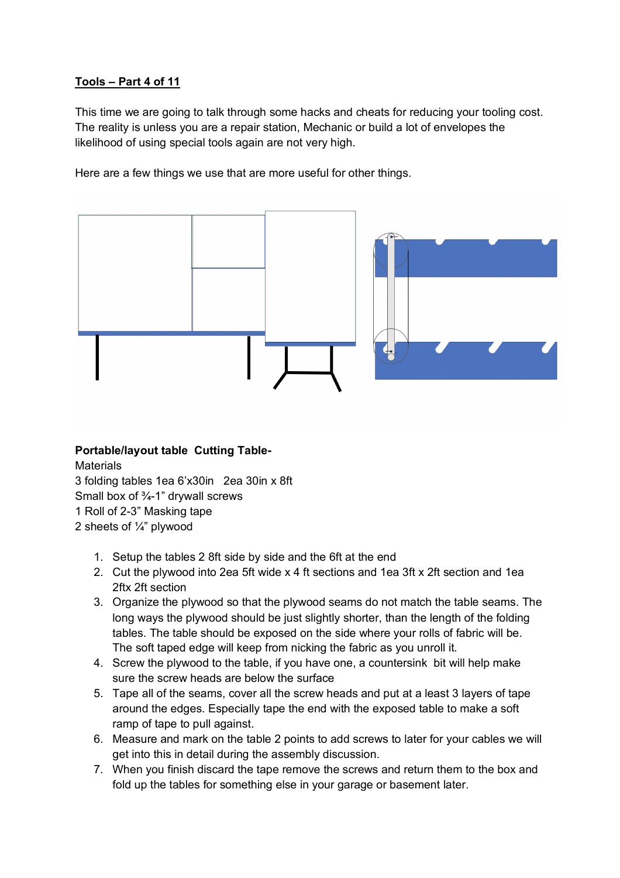**Tools – Part 4 of 11**

This time we are going to talk through some hacks and cheats for reducing your tooling cost. The reality is unless you are a repair station, Mechanic or build a lot of envelopes the likelihood of using special tools again are not very high.

Here are a few things we use that are more useful for other things.

**Portable/layout table Cutting Table-**

Materials

3 folding tables 1ea 6'x30in 2ea 30in x 8ft

Small box of ¾-1" drywall screws

1 Roll of 2-3" Masking tape

2 sheets of ¼" plywood

1. Setup the tables 2 8ft side by side and the 6ft at the end
2. Cut the plywood into 2ea 5ft wide x 4 ft sections and 1ea 3ft x 2ft section and 1ea 2ftx 2ft section
3. Organize the plywood so that the plywood seams do not match the table seams. The long ways the plywood should be just slightly shorter, than the length of the folding tables. The table should be exposed on the side where your rolls of fabric will be. The soft taped edge will keep from nicking the fabric as you unroll it.
4. Screw the plywood to the table, if you have one, a countersink bit will help make sure the screw heads are below the surface
5. Tape all of the seams, cover all the screw heads and put at a least 3 layers of tape around the edges. Especially tape the end with the exposed table to make a soft ramp of tape to pull against.
6. Measure and mark on the table 2 points to add screws to later for your cables we will get into this in detail during the assembly discussion.
7. When you finish discard the tape remove the screws and return them to the box and fold up the tables for something else in your garage or basement later.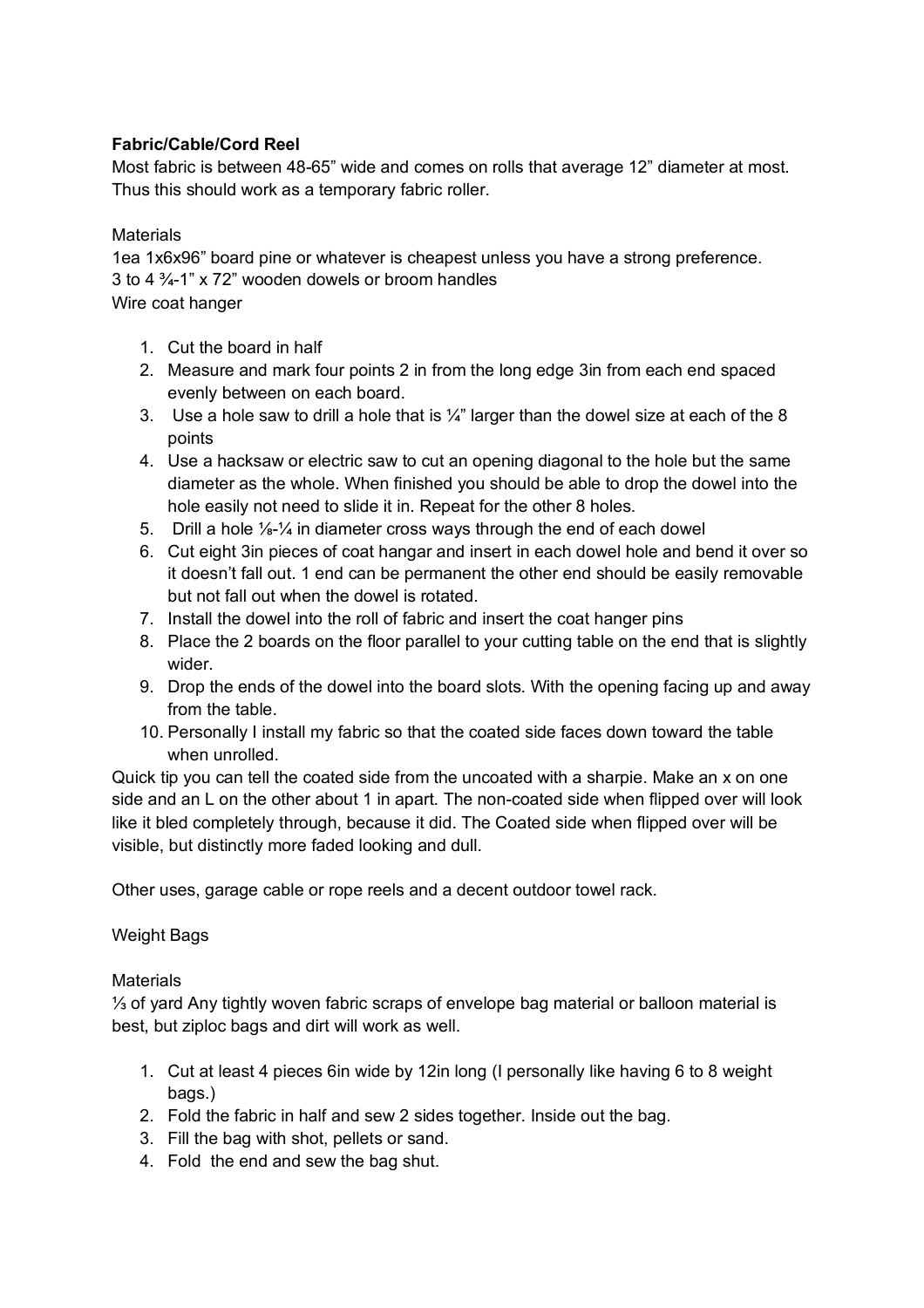**Fabric/Cable/Cord Reel**

Most fabric is between 48-65" wide and comes on rolls that average 12" diameter at most. Thus this should work as a temporary fabric roller.

Materials

1ea 1x6x96" board pine or whatever is cheapest unless you have a strong preference.
3 to 4 ¾-1" x 72" wooden dowels or broom handles
Wire coat hanger

1. Cut the board in half
2. Measure and mark four points 2 in from the long edge 3in from each end spaced evenly between on each board.
3. Use a hole saw to drill a hole that is ¼" larger than the dowel size at each of the 8 points
4. Use a hacksaw or electric saw to cut an opening diagonal to the hole but the same diameter as the whole. When finished you should be able to drop the dowel into the hole easily not need to slide it in. Repeat for the other 8 holes.
5. Drill a hole ⅛-¼ in diameter cross ways through the end of each dowel
6. Cut eight 3in pieces of coat hangar and insert in each dowel hole and bend it over so it doesn't fall out. 1 end can be permanent the other end should be easily removable but not fall out when the dowel is rotated.
7. Install the dowel into the roll of fabric and insert the coat hanger pins
8. Place the 2 boards on the floor parallel to your cutting table on the end that is slightly wider.
9. Drop the ends of the dowel into the board slots. With the opening facing up and away from the table.
10. Personally I install my fabric so that the coated side faces down toward the table when unrolled.

Quick tip you can tell the coated side from the uncoated with a sharpie. Make an x on one side and an L on the other about 1 in apart. The non-coated side when flipped over will look like it bled completely through, because it did. The Coated side when flipped over will be visible, but distinctly more faded looking and dull.

Other uses, garage cable or rope reels and a decent outdoor towel rack.

Weight Bags

Materials

⅓ of yard Any tightly woven fabric scraps of envelope bag material or balloon material is best, but ziploc bags and dirt will work as well.

1. Cut at least 4 pieces 6in wide by 12in long (I personally like having 6 to 8 weight bags.)
2. Fold the fabric in half and sew 2 sides together. Inside out the bag.
3. Fill the bag with shot, pellets or sand.
4. Fold the end and sew the bag shut.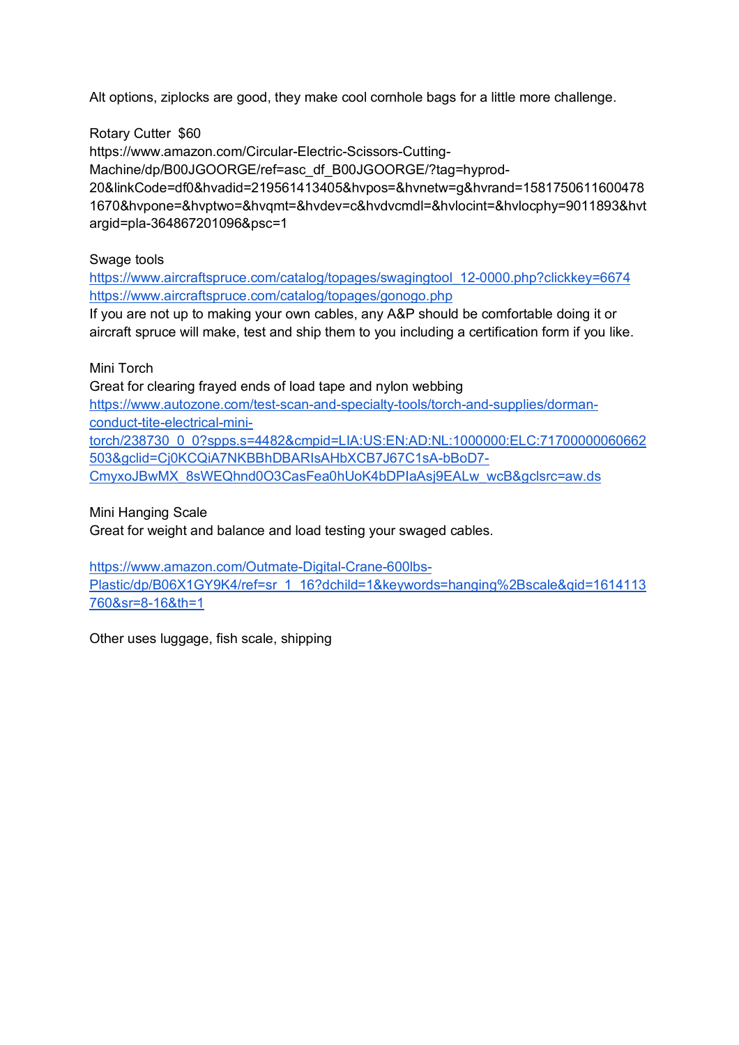Alt options, ziplocks are good, they make cool cornhole bags for a little more challenge.

Rotary Cutter $60
https://www.amazon.com/Circular-Electric-Scissors-Cutting-Machine/dp/B00JGOORGE/ref=asc_df_B00JGOORGE/?tag=hyprod-20&linkCode=df0&hvadid=219561413405&hvpos=&hvnetw=g&hvrand=15817506116004781670&hvpone=&hvptwo=&hvqmt=&hvdev=c&hvdvcmdl=&hvlocint=&hvlocphy=9011893&hvtargid=pla-364867201096&psc=1

Swage tools
https://www.aircraftspruce.com/catalog/topages/swagingtool_12-0000.php?clickkey=6674
https://www.aircraftspruce.com/catalog/topages/gonogo.php
If you are not up to making your own cables, any A&P should be comfortable doing it or aircraft spruce will make, test and ship them to you including a certification form if you like.

Mini Torch
Great for clearing frayed ends of load tape and nylon webbing
https://www.autozone.com/test-scan-and-specialty-tools/torch-and-supplies/dorman-conduct-tite-electrical-mini-torch/238730_0_0?spps.s=4482&cmpid=LIA:US:EN:AD:NL:1000000:ELC:71700000060662503&gclid=Cj0KCQiA7NKBBhDBARIsAHbXCB7J67C1sA-bBoD7-CmyxoJBwMX_8sWEQhnd0O3CasFea0hUoK4bDPIaAsj9EALw_wcB&gclsrc=aw.ds

Mini Hanging Scale
Great for weight and balance and load testing your swaged cables.

https://www.amazon.com/Outmate-Digital-Crane-600lbs-Plastic/dp/B06X1GY9K4/ref=sr_1_16?dchild=1&keywords=hanging%2Bscale&qid=1614113760&sr=8-16&th=1

Other uses luggage, fish scale, shipping